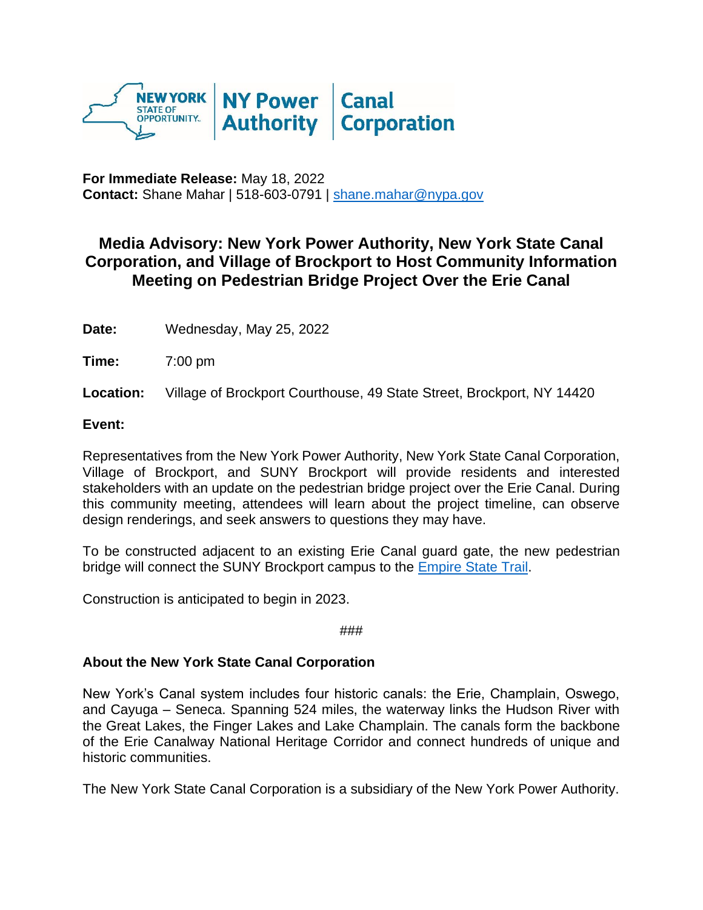NEW YORK STATE OF OPPORTUNITY. | NY Power Authority | Canal Corporation

**For Immediate Release:** May 18, 2022
**Contact:** Shane Mahar | 518-603-0791 | shane.mahar@nypa.gov

# Media Advisory: New York Power Authority, New York State Canal Corporation, and Village of Brockport to Host Community Information Meeting on Pedestrian Bridge Project Over the Erie Canal

**Date:** Wednesday, May 25, 2022

**Time:** 7:00 pm

**Location:** Village of Brockport Courthouse, 49 State Street, Brockport, NY 14420

**Event:**

Representatives from the New York Power Authority, New York State Canal Corporation, Village of Brockport, and SUNY Brockport will provide residents and interested stakeholders with an update on the pedestrian bridge project over the Erie Canal. During this community meeting, attendees will learn about the project timeline, can observe design renderings, and seek answers to questions they may have.

To be constructed adjacent to an existing Erie Canal guard gate, the new pedestrian bridge will connect the SUNY Brockport campus to the Empire State Trail.

Construction is anticipated to begin in 2023.

###

**About the New York State Canal Corporation**

New York's Canal system includes four historic canals: the Erie, Champlain, Oswego, and Cayuga – Seneca. Spanning 524 miles, the waterway links the Hudson River with the Great Lakes, the Finger Lakes and Lake Champlain. The canals form the backbone of the Erie Canalway National Heritage Corridor and connect hundreds of unique and historic communities.

The New York State Canal Corporation is a subsidiary of the New York Power Authority.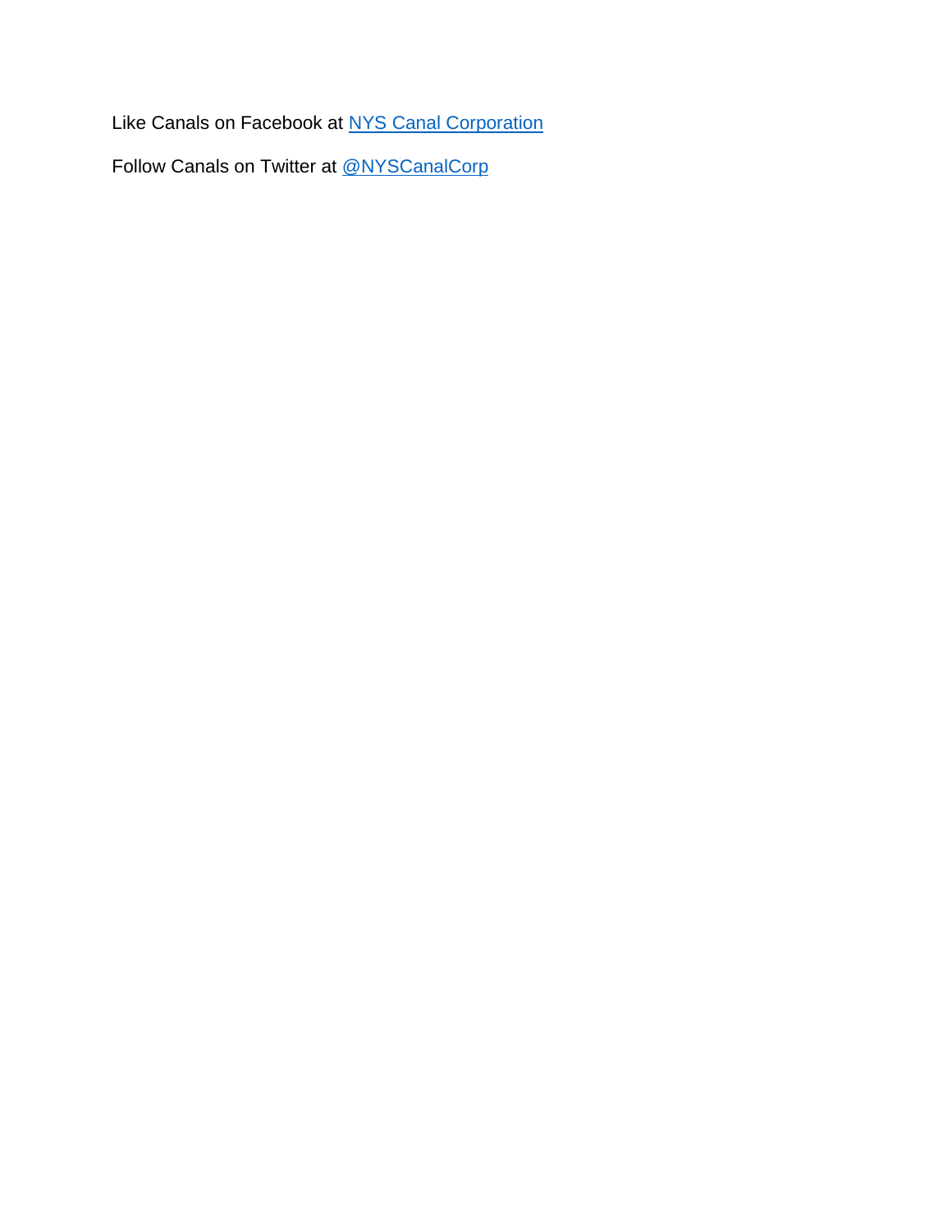Like Canals on Facebook at [NYS Canal Corporation]

Follow Canals on Twitter at [@NYSCanalCorp]